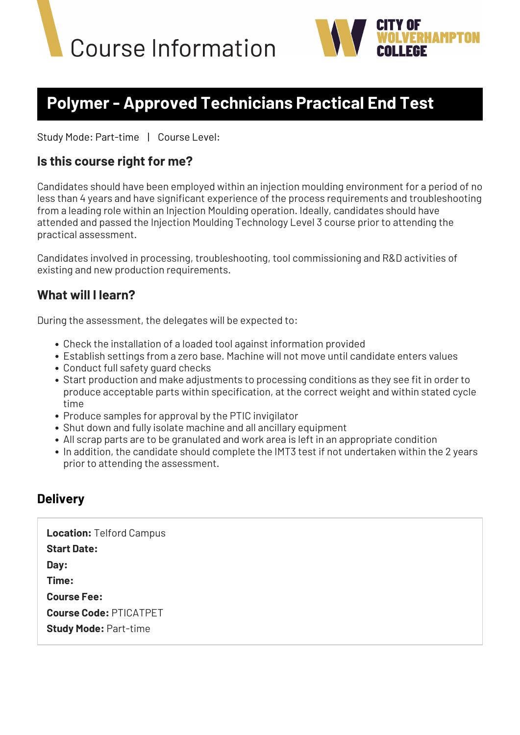# Course Information

CITY OF WOLVERHAMPTON COLLEGE

## Polymer - Approved Technicians Practical End Test

Study Mode: Part-time | Course Level:

### Is this course right for me?

Candidates should have been employed within an injection moulding environment for a period of no less than 4 years and have significant experience of the process requirements and troubleshooting from a leading role within an Injection Moulding operation. Ideally, candidates should have attended and passed the Injection Moulding Technology Level 3 course prior to attending the practical assessment.

Candidates involved in processing, troubleshooting, tool commissioning and R&D activities of existing and new production requirements.

### What will I learn?

During the assessment, the delegates will be expected to:

- Check the installation of a loaded tool against information provided
- Establish settings from a zero base. Machine will not move until candidate enters values
- Conduct full safety guard checks
- Start production and make adjustments to processing conditions as they see fit in order to produce acceptable parts within specification, at the correct weight and within stated cycle time
- Produce samples for approval by the PTIC invigilator
- Shut down and fully isolate machine and all ancillary equipment
- All scrap parts are to be granulated and work area is left in an appropriate condition
- In addition, the candidate should complete the IMT3 test if not undertaken within the 2 years prior to attending the assessment.

### Delivery

**Location:** Telford Campus
**Start Date:**
**Day:**
**Time:**
**Course Fee:**
**Course Code:** PTICATPET
**Study Mode:** Part-time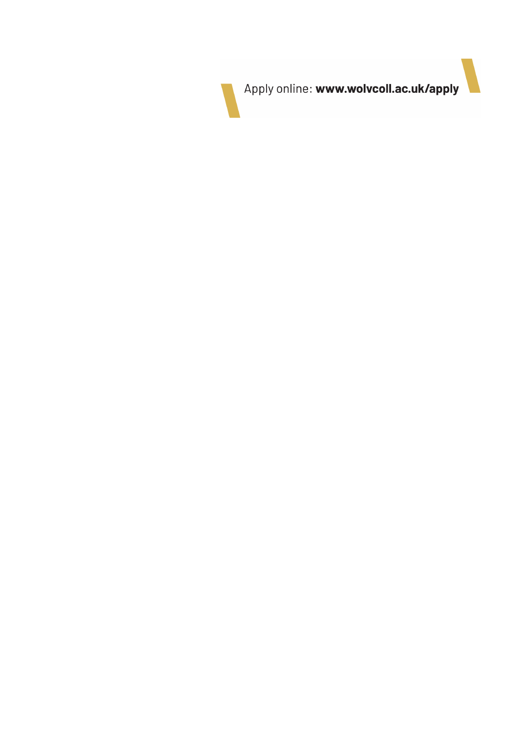Apply online: **www.wolvcoll.ac.uk/apply**